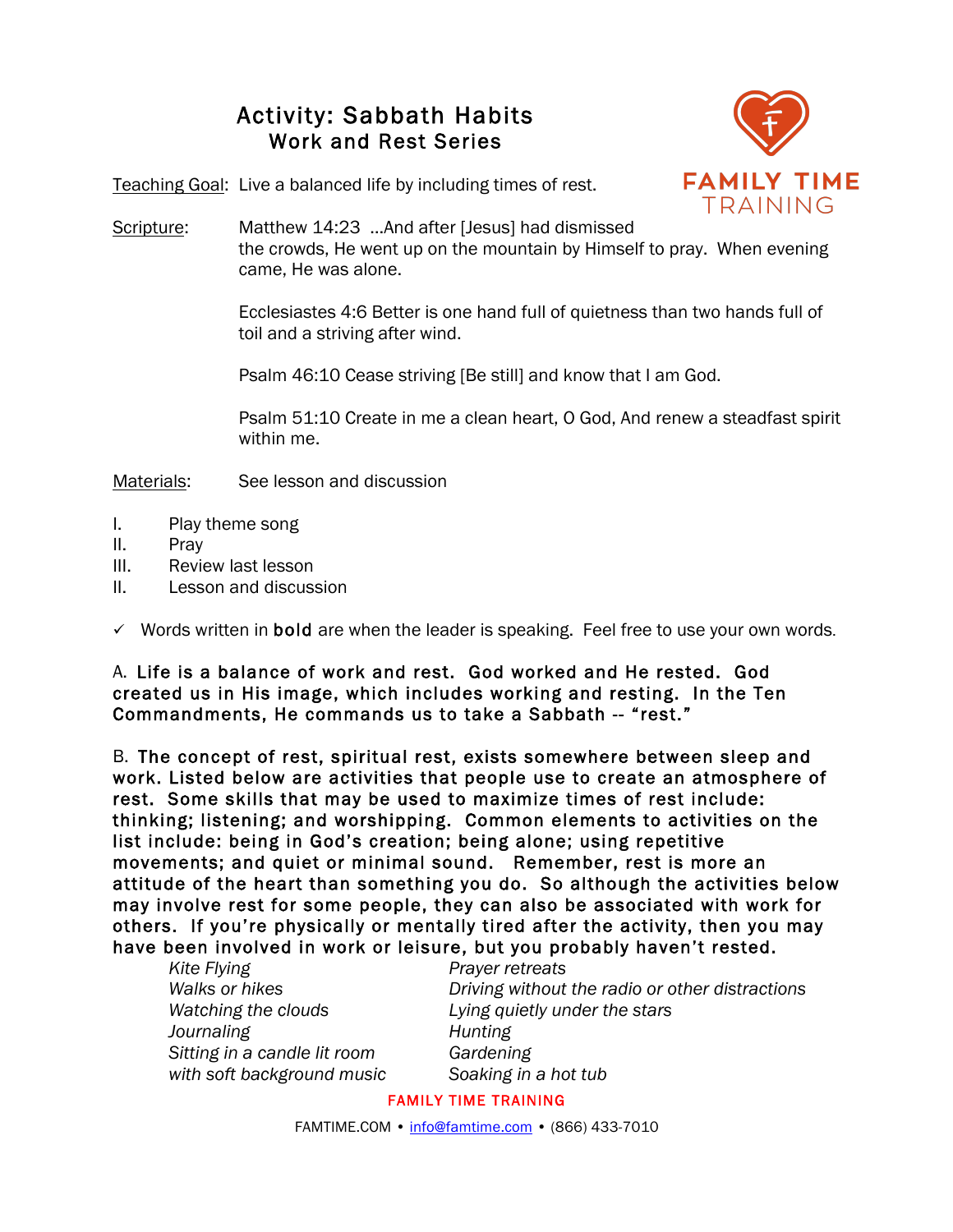# Activity: Sabbath Habits
## Work and Rest Series

FAMILY TIME TRAINING

Teaching Goal: Live a balanced life by including times of rest.

Scripture: Matthew 14:23 ...And after [Jesus] had dismissed the crowds, He went up on the mountain by Himself to pray. When evening came, He was alone.

Ecclesiastes 4:6 Better is one hand full of quietness than two hands full of toil and a striving after wind.

Psalm 46:10 Cease striving [Be still] and know that I am God.

Psalm 51:10 Create in me a clean heart, O God, And renew a steadfast spirit within me.

Materials: See lesson and discussion

I. Play theme song
II. Pray
III. Review last lesson
II. Lesson and discussion

✓ Words written in **bold** are when the leader is speaking. Feel free to use your own words.

A. **Life is a balance of work and rest. God worked and He rested. God created us in His image, which includes working and resting. In the Ten Commandments, He commands us to take a Sabbath -- "rest."**

B. **The concept of rest, spiritual rest, exists somewhere between sleep and work. Listed below are activities that people use to create an atmosphere of rest. Some skills that may be used to maximize times of rest include: thinking; listening; and worshipping. Common elements to activities on the list include: being in God's creation; being alone; using repetitive movements; and quiet or minimal sound. Remember, rest is more an attitude of the heart than something you do. So although the activities below may involve rest for some people, they can also be associated with work for others. If you're physically or mentally tired after the activity, then you may have been involved in work or leisure, but you probably haven't rested.**

*Kite Flying*
*Walks or hikes*
*Watching the clouds*
*Journaling*
*Sitting in a candle lit room with soft background music*
*Prayer retreats*
*Driving without the radio or other distractions*
*Lying quietly under the stars*
*Hunting*
*Gardening*
*Soaking in a hot tub*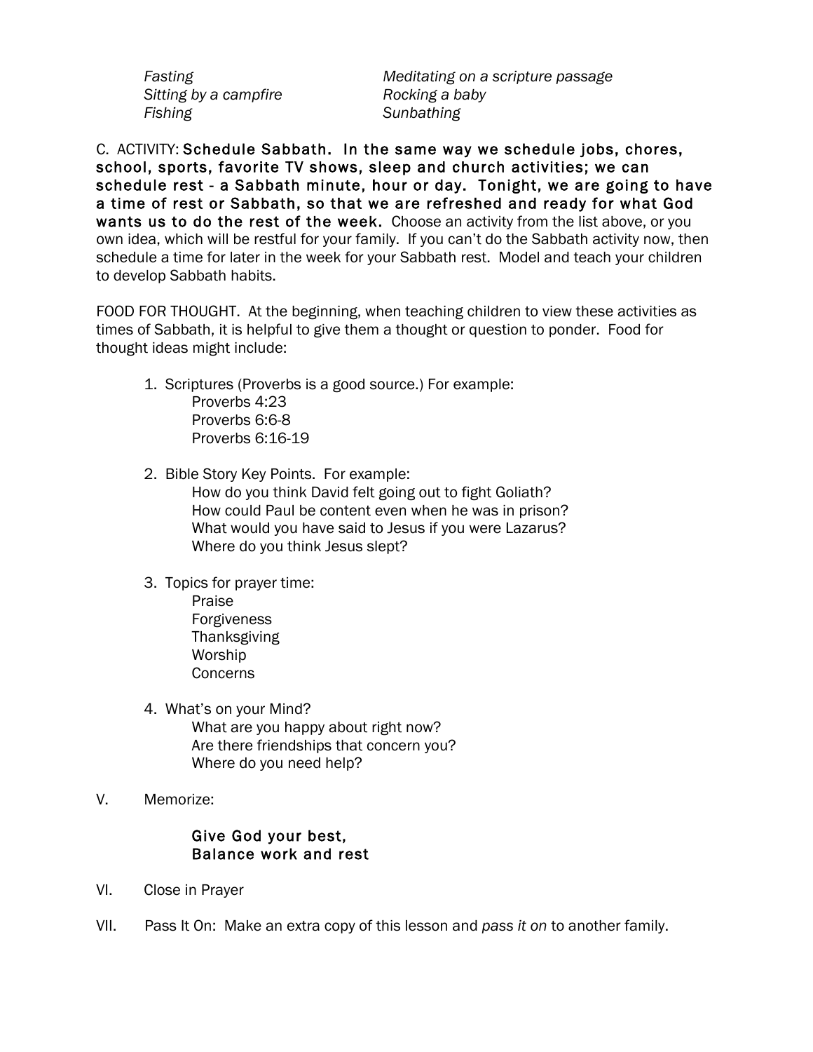*Fasting* *Meditating on a scripture passage*
*Sitting by a campfire* *Rocking a baby*
*Fishing* *Sunbathing*

C. ACTIVITY: **Schedule Sabbath. In the same way we schedule jobs, chores, school, sports, favorite TV shows, sleep and church activities; we can schedule rest - a Sabbath minute, hour or day. Tonight, we are going to have a time of rest or Sabbath, so that we are refreshed and ready for what God wants us to do the rest of the week.** Choose an activity from the list above, or you own idea, which will be restful for your family. If you can't do the Sabbath activity now, then schedule a time for later in the week for your Sabbath rest. Model and teach your children to develop Sabbath habits.

FOOD FOR THOUGHT. At the beginning, when teaching children to view these activities as times of Sabbath, it is helpful to give them a thought or question to ponder. Food for thought ideas might include:

1. Scriptures (Proverbs is a good source.) For example:
   - Proverbs 4:23
   - Proverbs 6:6-8
   - Proverbs 6:16-19

2. Bible Story Key Points. For example:
   - How do you think David felt going out to fight Goliath?
   - How could Paul be content even when he was in prison?
   - What would you have said to Jesus if you were Lazarus?
   - Where do you think Jesus slept?

3. Topics for prayer time:
   - Praise
   - Forgiveness
   - Thanksgiving
   - Worship
   - Concerns

4. What's on your Mind?
   - What are you happy about right now?
   - Are there friendships that concern you?
   - Where do you need help?

V. Memorize:

**Give God your best,**
**Balance work and rest**

VI. Close in Prayer

VII. Pass It On: Make an extra copy of this lesson and *pass it on* to another family.